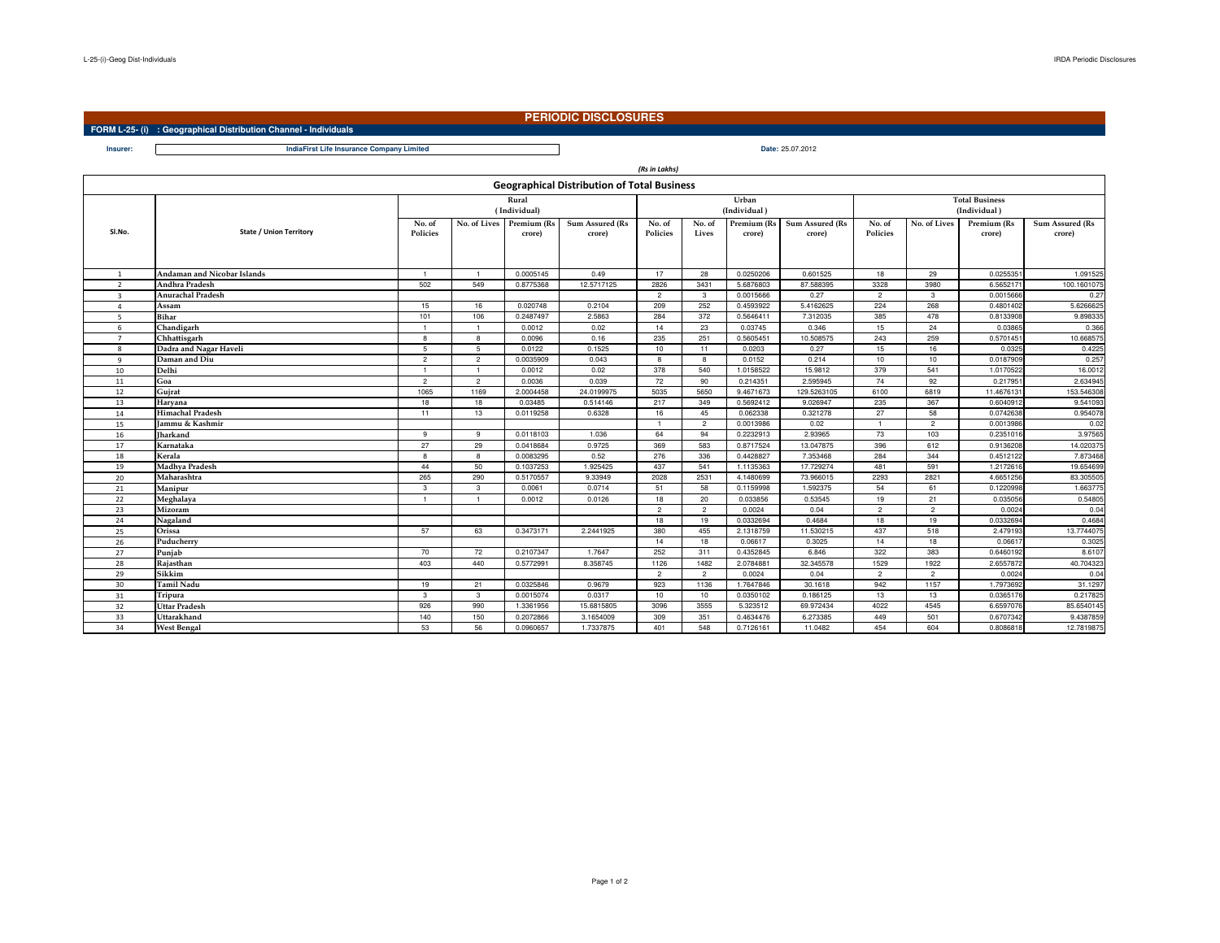# PERIODIC DISCLOSURES

**FORM L-25- (i) : Geographical Distribution Channel - Individuals**

**Insurer:** IndiaFirst Life Insurance Company Limited

**Date:** 25.07.2012

*(Rs in Lakhs)*

## Geographical Distribution of Total Business

| Sl.No. | State / Union Territory | Rural (Individual) | | | | Urban (Individual) | | | | Total Business (Individual) | | | |
|---|---|---|---|---|---|---|---|---|---|---|---|---|---|
| | | No. of Policies | No. of Lives | Premium (Rs crore) | Sum Assured (Rs crore) | No. of Policies | No. of Lives | Premium (Rs crore) | Sum Assured (Rs crore) | No. of Policies | No. of Lives | Premium (Rs crore) | Sum Assured (Rs crore) |
| 1 | Andaman and Nicobar Islands | 1 | 1 | 0.0005145 | 0.49 | 17 | 28 | 0.0250206 | 0.601525 | 18 | 29 | 0.0255351 | 1.091525 |
| 2 | Andhra Pradesh | 502 | 549 | 0.8775368 | 12.5717125 | 2826 | 3431 | 5.6876803 | 87.588395 | 3328 | 3980 | 6.5652171 | 100.1601075 |
| 3 | Anurachal Pradesh | | | | | 2 | 3 | 0.0015666 | 0.27 | 2 | 3 | 0.0015666 | 0.27 |
| 4 | Assam | 15 | 16 | 0.020748 | 0.2104 | 209 | 252 | 0.4593922 | 5.4162625 | 224 | 268 | 0.4801402 | 5.6266625 |
| 5 | Bihar | 101 | 106 | 0.2487497 | 2.5863 | 284 | 372 | 0.5646411 | 7.312035 | 385 | 478 | 0.8133908 | 9.898335 |
| 6 | Chandigarh | 1 | 1 | 0.0012 | 0.02 | 14 | 23 | 0.03745 | 0.346 | 15 | 24 | 0.03865 | 0.366 |
| 7 | Chhattisgarh | 8 | 8 | 0.0096 | 0.16 | 235 | 251 | 0.5605451 | 10.508575 | 243 | 259 | 0.5701451 | 10.668575 |
| 8 | Dadra and Nagar Haveli | 5 | 5 | 0.0122 | 0.1525 | 10 | 11 | 0.0203 | 0.27 | 15 | 16 | 0.0325 | 0.4225 |
| 9 | Daman and Diu | 2 | 2 | 0.0035909 | 0.043 | 8 | 8 | 0.0152 | 0.214 | 10 | 10 | 0.0187909 | 0.257 |
| 10 | Delhi | 1 | 1 | 0.0012 | 0.02 | 378 | 540 | 1.0158522 | 15.9812 | 379 | 541 | 1.0170522 | 16.0012 |
| 11 | Goa | 2 | 2 | 0.0036 | 0.039 | 72 | 90 | 0.214351 | 2.595945 | 74 | 92 | 0.217951 | 2.634945 |
| 12 | Gujrat | 1065 | 1169 | 2.0004458 | 24.0199975 | 5035 | 5650 | 9.4671673 | 129.5263105 | 6100 | 6819 | 11.4676131 | 153.546308 |
| 13 | Haryana | 18 | 18 | 0.03485 | 0.514146 | 217 | 349 | 0.5692412 | 9.026947 | 235 | 367 | 0.6040912 | 9.541093 |
| 14 | Himachal Pradesh | 11 | 13 | 0.0119258 | 0.6328 | 16 | 45 | 0.062338 | 0.321278 | 27 | 58 | 0.0742638 | 0.954078 |
| 15 | Jammu & Kashmir | | | | | 1 | 2 | 0.0013986 | 0.02 | 1 | 2 | 0.0013986 | 0.02 |
| 16 | Jharkand | 9 | 9 | 0.0118103 | 1.036 | 64 | 94 | 0.2232913 | 2.93965 | 73 | 103 | 0.2351016 | 3.97565 |
| 17 | Karnataka | 27 | 29 | 0.0418684 | 0.9725 | 369 | 583 | 0.8717524 | 13.047875 | 396 | 612 | 0.9136208 | 14.020375 |
| 18 | Kerala | 8 | 8 | 0.0083295 | 0.52 | 276 | 336 | 0.4428827 | 7.353468 | 284 | 344 | 0.4512122 | 7.873468 |
| 19 | Madhya Pradesh | 44 | 50 | 0.1037253 | 1.925425 | 437 | 541 | 1.1135363 | 17.729274 | 481 | 591 | 1.2172616 | 19.654699 |
| 20 | Maharashtra | 265 | 290 | 0.5170557 | 9.33949 | 2028 | 2531 | 4.1480699 | 73.966015 | 2293 | 2821 | 4.6651256 | 83.305505 |
| 21 | Manipur | 3 | 3 | 0.0061 | 0.0714 | 51 | 58 | 0.1159998 | 1.592375 | 54 | 61 | 0.1220998 | 1.663775 |
| 22 | Meghalaya | 1 | 1 | 0.0012 | 0.0126 | 18 | 20 | 0.033856 | 0.53545 | 19 | 21 | 0.035056 | 0.54805 |
| 23 | Mizoram | | | | | 2 | 2 | 0.0024 | 0.04 | 2 | 2 | 0.0024 | 0.04 |
| 24 | Nagaland | | | | | 18 | 19 | 0.0332694 | 0.4684 | 18 | 19 | 0.0332694 | 0.4684 |
| 25 | Orissa | 57 | 63 | 0.3473171 | 2.2441925 | 380 | 455 | 2.1318759 | 11.530215 | 437 | 518 | 2.479193 | 13.7744075 |
| 26 | Puducherry | | | | | 14 | 18 | 0.06617 | 0.3025 | 14 | 18 | 0.06617 | 0.3025 |
| 27 | Punjab | 70 | 72 | 0.2107347 | 1.7647 | 252 | 311 | 0.4352845 | 6.846 | 322 | 383 | 0.6460192 | 8.6107 |
| 28 | Rajasthan | 403 | 440 | 0.5772991 | 8.358745 | 1126 | 1482 | 2.0784881 | 32.345578 | 1529 | 1922 | 2.6557872 | 40.704323 |
| 29 | Sikkim | | | | | 2 | 2 | 0.0024 | 0.04 | 2 | 2 | 0.0024 | 0.04 |
| 30 | Tamil Nadu | 19 | 21 | 0.0325846 | 0.9679 | 923 | 1136 | 1.7647846 | 30.1618 | 942 | 1157 | 1.7973692 | 31.1297 |
| 31 | Tripura | 3 | 3 | 0.0015074 | 0.0317 | 10 | 10 | 0.0350102 | 0.186125 | 13 | 13 | 0.0365176 | 0.217825 |
| 32 | Uttar Pradesh | 926 | 990 | 1.3361956 | 15.6815805 | 3096 | 3555 | 5.323512 | 69.972434 | 4022 | 4545 | 6.6597076 | 85.6540145 |
| 33 | Uttarakhand | 140 | 150 | 0.2072866 | 3.1654009 | 309 | 351 | 0.4634476 | 6.273385 | 449 | 501 | 0.6707342 | 9.4387859 |
| 34 | West Bengal | 53 | 56 | 0.0960657 | 1.7337875 | 401 | 548 | 0.7126161 | 11.0482 | 454 | 604 | 0.8086818 | 12.7819875 |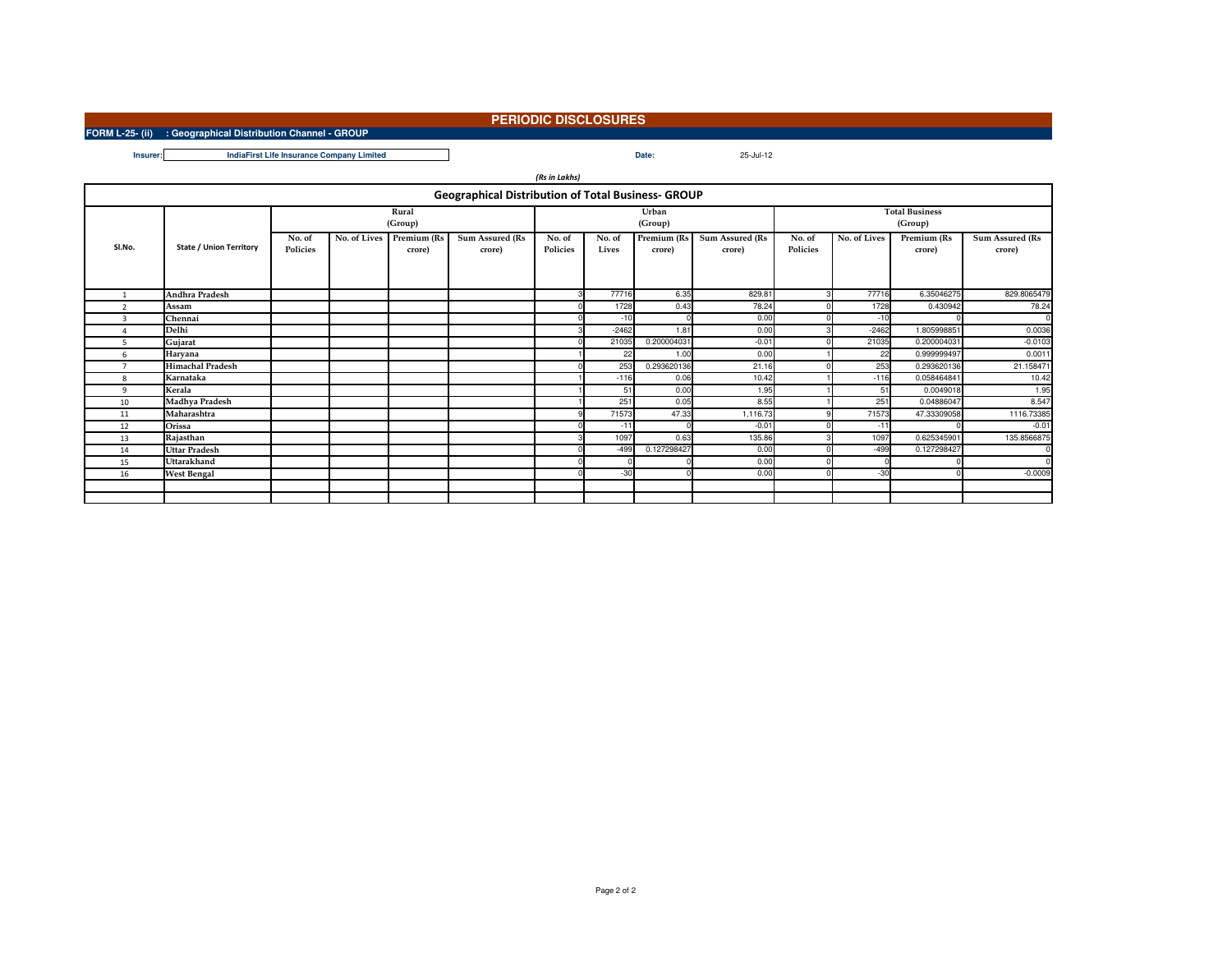# PERIODIC DISCLOSURES

**FORM L-25- (ii) : Geographical Distribution Channel - GROUP**

**Insurer:** IndiaFirst Life Insurance Company Limited

**Date:** 25-Jul-12

*(Rs in Lakhs)*

## Geographical Distribution of Total Business- GROUP

| Sl.No. | State / Union Territory | Rural (Group) | | | | Urban (Group) | | | | Total Business (Group) | | | |
|---|---|---|---|---|---|---|---|---|---|---|---|---|---|
| | | No. of Policies | No. of Lives | Premium (Rs crore) | Sum Assured (Rs crore) | No. of Policies | No. of Lives | Premium (Rs crore) | Sum Assured (Rs crore) | No. of Policies | No. of Lives | Premium (Rs crore) | Sum Assured (Rs crore) |
| 1 | Andhra Pradesh | | | | | 3 | 77716 | 6.35 | 829.81 | 3 | 77716 | 6.35046275 | 829.8065479 |
| 2 | Assam | | | | | 0 | 1728 | 0.43 | 78.24 | 0 | 1728 | 0.430942 | 78.24 |
| 3 | Chennai | | | | | 0 | -10 | 0 | 0.00 | 0 | -10 | 0 | 0 |
| 4 | Delhi | | | | | 3 | -2462 | 1.81 | 0.00 | 3 | -2462 | 1.805998851 | 0.0036 |
| 5 | Gujarat | | | | | 0 | 21035 | 0.200004031 | -0.01 | 0 | 21035 | 0.200004031 | -0.0103 |
| 6 | Haryana | | | | | 1 | 22 | 1.00 | 0.00 | 1 | 22 | 0.999999497 | 0.0011 |
| 7 | Himachal Pradesh | | | | | 0 | 253 | 0.293620136 | 21.16 | 0 | 253 | 0.293620136 | 21.158471 |
| 8 | Karnataka | | | | | 1 | -116 | 0.06 | 10.42 | 1 | -116 | 0.058464841 | 10.42 |
| 9 | Kerala | | | | | 1 | 51 | 0.00 | 1.95 | 1 | 51 | 0.0049018 | 1.95 |
| 10 | Madhya Pradesh | | | | | 1 | 251 | 0.05 | 8.55 | 1 | 251 | 0.04886047 | 8.547 |
| 11 | Maharashtra | | | | | 9 | 71573 | 47.33 | 1,116.73 | 9 | 71573 | 47.33309058 | 1116.73385 |
| 12 | Orissa | | | | | 0 | -11 | 0 | -0.01 | 0 | -11 | 0 | -0.01 |
| 13 | Rajasthan | | | | | 3 | 1097 | 0.63 | 135.86 | 3 | 1097 | 0.625345901 | 135.8566875 |
| 14 | Uttar Pradesh | | | | | 0 | -499 | 0.127298427 | 0.00 | 0 | -499 | 0.127298427 | 0 |
| 15 | Uttarakhand | | | | | 0 | 0 | 0 | 0.00 | 0 | 0 | 0 | 0 |
| 16 | West Bengal | | | | | 0 | -30 | 0 | 0.00 | 0 | -30 | 0 | -0.0009 |
| | | | | | | | | | | | | | |
| | | | | | | | | | | | | | |